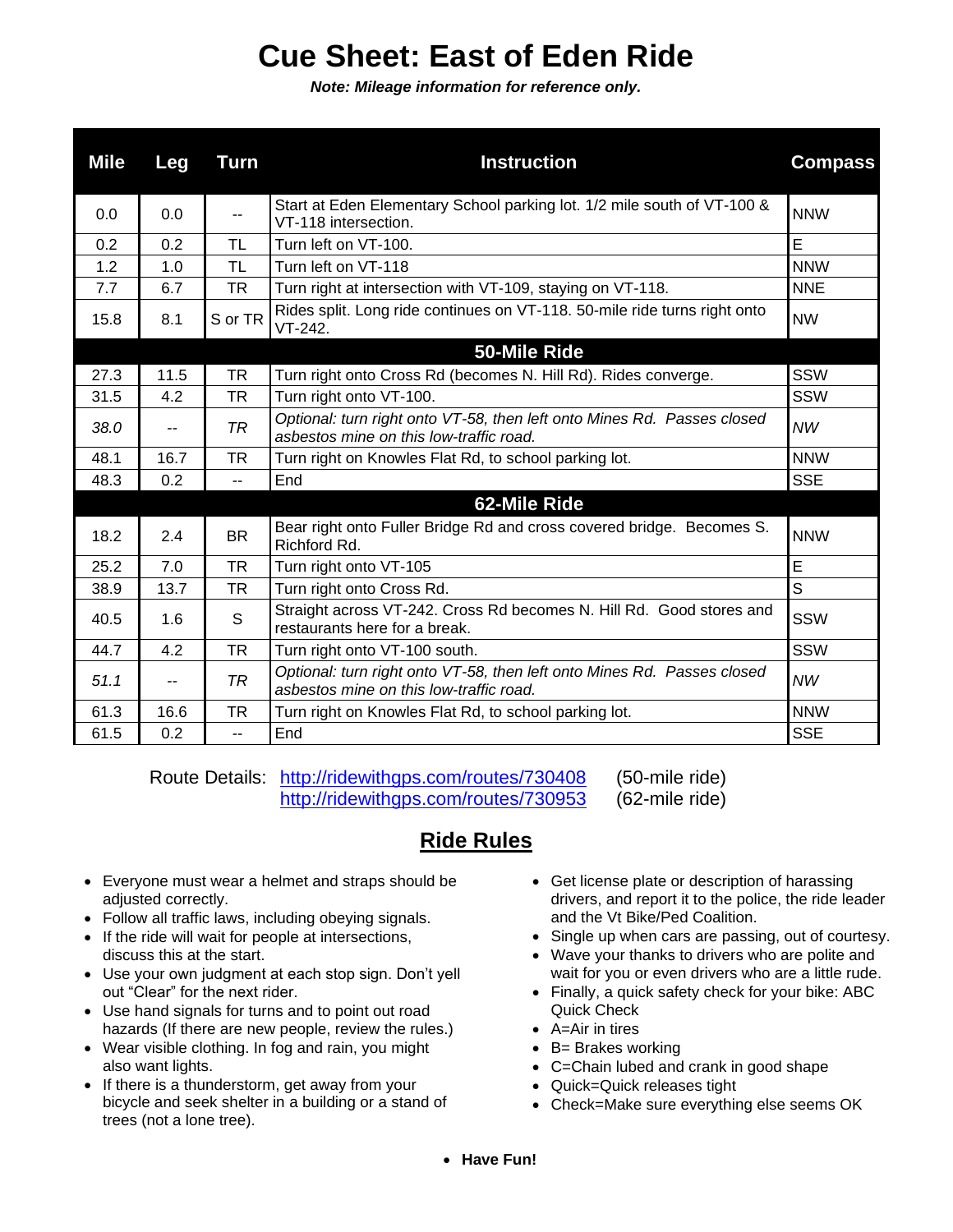# Cue Sheet: East of Eden Ride

***Note: Mileage information for reference only.***

| Mile | Leg | Turn | Instruction | Compass |
|---|---|---|---|---|
| 0.0 | 0.0 | -- | Start at Eden Elementary School parking lot. 1/2 mile south of VT-100 & VT-118 intersection. | NNW |
| 0.2 | 0.2 | TL | Turn left on VT-100. | E |
| 1.2 | 1.0 | TL | Turn left on VT-118 | NNW |
| 7.7 | 6.7 | TR | Turn right at intersection with VT-109, staying on VT-118. | NNE |
| 15.8 | 8.1 | S or TR | Rides split. Long ride continues on VT-118. 50-mile ride turns right onto VT-242. | NW |
| | | | **50-Mile Ride** | |
| 27.3 | 11.5 | TR | Turn right onto Cross Rd (becomes N. Hill Rd). Rides converge. | SSW |
| 31.5 | 4.2 | TR | Turn right onto VT-100. | SSW |
| *38.0* | -- | *TR* | *Optional: turn right onto VT-58, then left onto Mines Rd. Passes closed asbestos mine on this low-traffic road.* | *NW* |
| 48.1 | 16.7 | TR | Turn right on Knowles Flat Rd, to school parking lot. | NNW |
| 48.3 | 0.2 | -- | End | SSE |
| | | | **62-Mile Ride** | |
| 18.2 | 2.4 | BR | Bear right onto Fuller Bridge Rd and cross covered bridge. Becomes S. Richford Rd. | NNW |
| 25.2 | 7.0 | TR | Turn right onto VT-105 | E |
| 38.9 | 13.7 | TR | Turn right onto Cross Rd. | S |
| 40.5 | 1.6 | S | Straight across VT-242. Cross Rd becomes N. Hill Rd. Good stores and restaurants here for a break. | SSW |
| 44.7 | 4.2 | TR | Turn right onto VT-100 south. | SSW |
| *51.1* | -- | *TR* | *Optional: turn right onto VT-58, then left onto Mines Rd. Passes closed asbestos mine on this low-traffic road.* | *NW* |
| 61.3 | 16.6 | TR | Turn right on Knowles Flat Rd, to school parking lot. | NNW |
| 61.5 | 0.2 | -- | End | SSE |

Route Details: http://ridewithgps.com/routes/730408 (50-mile ride)
http://ridewithgps.com/routes/730953 (62-mile ride)

## Ride Rules

- Everyone must wear a helmet and straps should be adjusted correctly.
- Follow all traffic laws, including obeying signals.
- If the ride will wait for people at intersections, discuss this at the start.
- Use your own judgment at each stop sign. Don't yell out "Clear" for the next rider.
- Use hand signals for turns and to point out road hazards (If there are new people, review the rules.)
- Wear visible clothing. In fog and rain, you might also want lights.
- If there is a thunderstorm, get away from your bicycle and seek shelter in a building or a stand of trees (not a lone tree).
- Get license plate or description of harassing drivers, and report it to the police, the ride leader and the Vt Bike/Ped Coalition.
- Single up when cars are passing, out of courtesy.
- Wave your thanks to drivers who are polite and wait for you or even drivers who are a little rude.
- Finally, a quick safety check for your bike: ABC Quick Check
- A=Air in tires
- B= Brakes working
- C=Chain lubed and crank in good shape
- Quick=Quick releases tight
- Check=Make sure everything else seems OK

- **Have Fun!**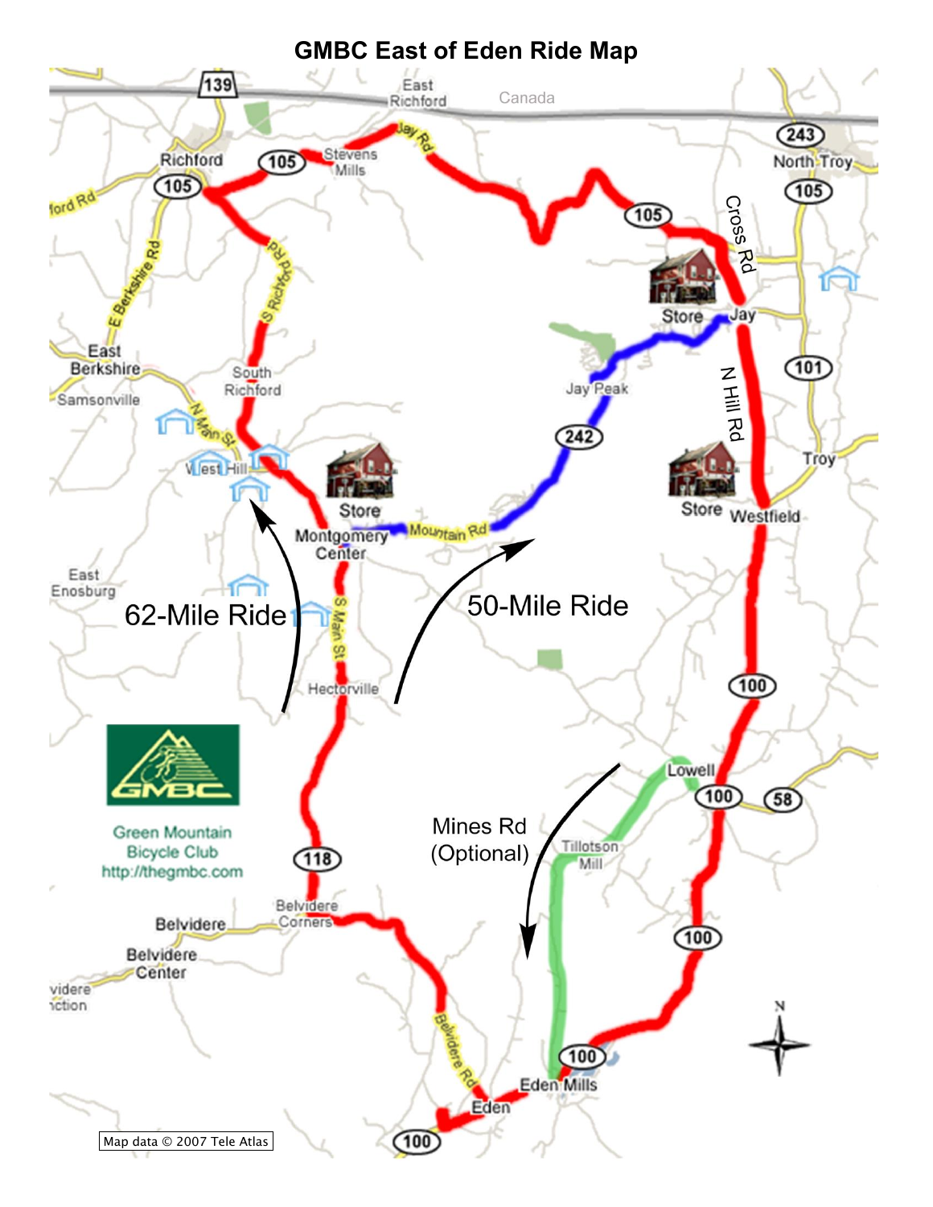# GMBC East of Eden Ride Map

139

East Richford

Canada

243

North Troy

105

Richford

105

Stevens Mills

Jay Rd

105

Cross Rd

ford Rd

E Berkshire Rd

S Richford Rd

Store

Jay

East Berkshire

Samsonville

South Richford

N Hill Rd

101

Jay Peak

N Main St

West Hill

242

Troy

Store

Montgomery Center

Mountain Rd

Store

Westfield

East Enosburg

62-Mile Ride

50-Mile Ride

S Main St

Hectorville

100

Green Mountain Bicycle Club

http://thegmbc.com

Lowell

100

58

Mines Rd (Optional)

Tillotson Mill

118

Belvidere Corners

Belvidere

Belvidere Center

videre nction

100

Belvidere Rd

100

Eden Mills

Eden

100

Map data © 2007 Tele Atlas

N